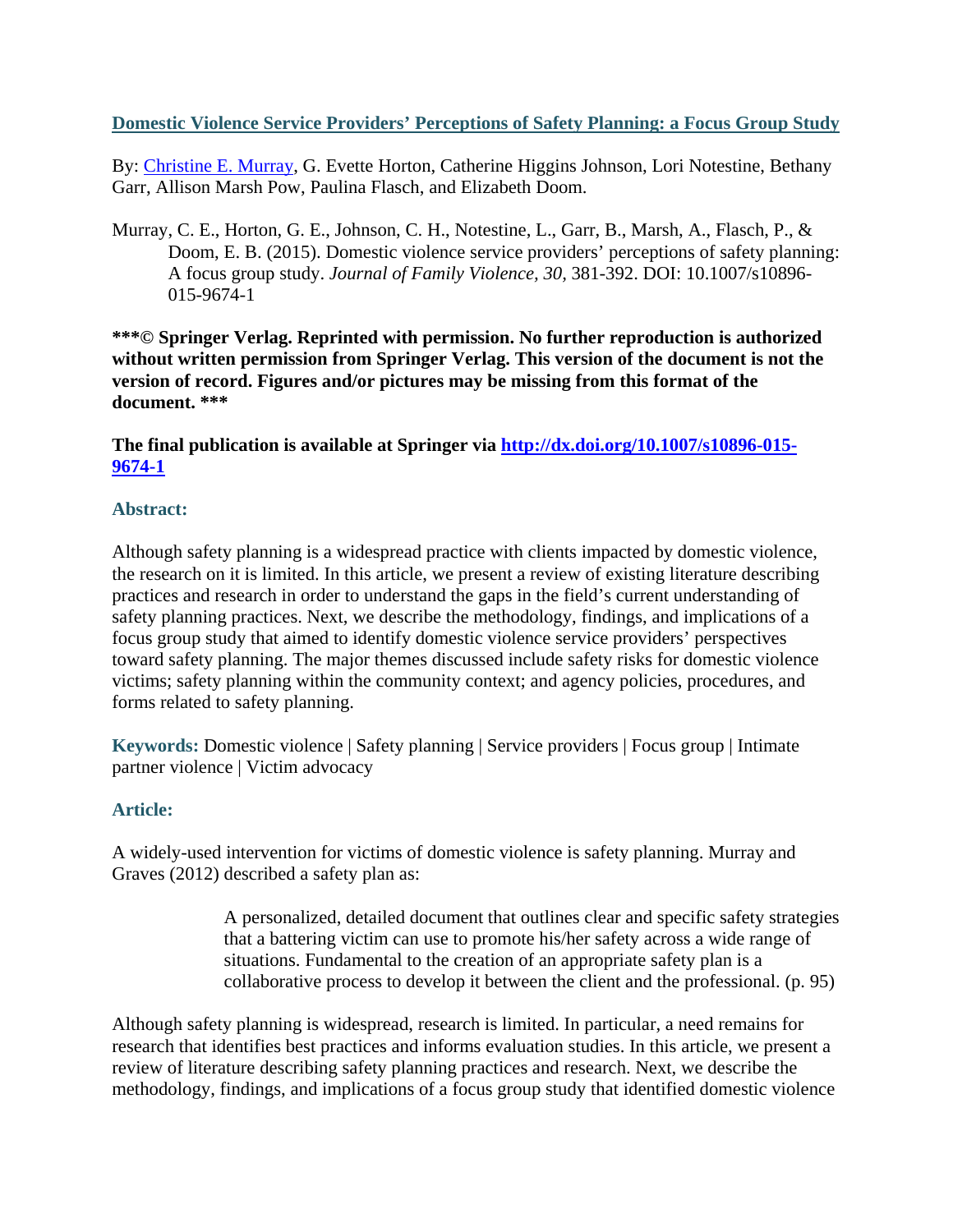# [Domestic Violence Service Providers' Perceptions of Safety Planning: a Focus Group Study](#)

By: [Christine E. Murray](#), G. Evette Horton, Catherine Higgins Johnson, Lori Notestine, Bethany Garr, Allison Marsh Pow, Paulina Flasch, and Elizabeth Doom.

Murray, C. E., Horton, G. E., Johnson, C. H., Notestine, L., Garr, B., Marsh, A., Flasch, P., & Doom, E. B. (2015). Domestic violence service providers' perceptions of safety planning: A focus group study. *Journal of Family Violence, 30*, 381-392. DOI: 10.1007/s10896-015-9674-1

**\*\*\*© Springer Verlag. Reprinted with permission. No further reproduction is authorized without written permission from Springer Verlag. This version of the document is not the version of record. Figures and/or pictures may be missing from this format of the document. \*\*\***

**The final publication is available at Springer via [http://dx.doi.org/10.1007/s10896-015-9674-1](http://dx.doi.org/10.1007/s10896-015-9674-1)**

## Abstract:

Although safety planning is a widespread practice with clients impacted by domestic violence, the research on it is limited. In this article, we present a review of existing literature describing practices and research in order to understand the gaps in the field's current understanding of safety planning practices. Next, we describe the methodology, findings, and implications of a focus group study that aimed to identify domestic violence service providers' perspectives toward safety planning. The major themes discussed include safety risks for domestic violence victims; safety planning within the community context; and agency policies, procedures, and forms related to safety planning.

**Keywords:** Domestic violence | Safety planning | Service providers | Focus group | Intimate partner violence | Victim advocacy

## Article:

A widely-used intervention for victims of domestic violence is safety planning. Murray and Graves (2012) described a safety plan as:

> A personalized, detailed document that outlines clear and specific safety strategies that a battering victim can use to promote his/her safety across a wide range of situations. Fundamental to the creation of an appropriate safety plan is a collaborative process to develop it between the client and the professional. (p. 95)

Although safety planning is widespread, research is limited. In particular, a need remains for research that identifies best practices and informs evaluation studies. In this article, we present a review of literature describing safety planning practices and research. Next, we describe the methodology, findings, and implications of a focus group study that identified domestic violence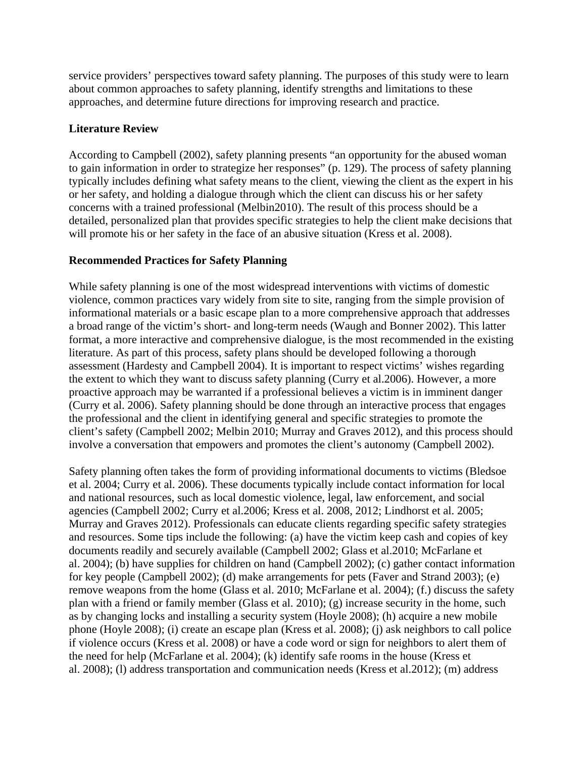service providers' perspectives toward safety planning. The purposes of this study were to learn about common approaches to safety planning, identify strengths and limitations to these approaches, and determine future directions for improving research and practice.

## Literature Review

According to Campbell (2002), safety planning presents "an opportunity for the abused woman to gain information in order to strategize her responses" (p. 129). The process of safety planning typically includes defining what safety means to the client, viewing the client as the expert in his or her safety, and holding a dialogue through which the client can discuss his or her safety concerns with a trained professional (Melbin2010). The result of this process should be a detailed, personalized plan that provides specific strategies to help the client make decisions that will promote his or her safety in the face of an abusive situation (Kress et al. 2008).

### Recommended Practices for Safety Planning

While safety planning is one of the most widespread interventions with victims of domestic violence, common practices vary widely from site to site, ranging from the simple provision of informational materials or a basic escape plan to a more comprehensive approach that addresses a broad range of the victim's short- and long-term needs (Waugh and Bonner 2002). This latter format, a more interactive and comprehensive dialogue, is the most recommended in the existing literature. As part of this process, safety plans should be developed following a thorough assessment (Hardesty and Campbell 2004). It is important to respect victims' wishes regarding the extent to which they want to discuss safety planning (Curry et al.2006). However, a more proactive approach may be warranted if a professional believes a victim is in imminent danger (Curry et al. 2006). Safety planning should be done through an interactive process that engages the professional and the client in identifying general and specific strategies to promote the client's safety (Campbell 2002; Melbin 2010; Murray and Graves 2012), and this process should involve a conversation that empowers and promotes the client's autonomy (Campbell 2002).

Safety planning often takes the form of providing informational documents to victims (Bledsoe et al. 2004; Curry et al. 2006). These documents typically include contact information for local and national resources, such as local domestic violence, legal, law enforcement, and social agencies (Campbell 2002; Curry et al.2006; Kress et al. 2008, 2012; Lindhorst et al. 2005; Murray and Graves 2012). Professionals can educate clients regarding specific safety strategies and resources. Some tips include the following: (a) have the victim keep cash and copies of key documents readily and securely available (Campbell 2002; Glass et al.2010; McFarlane et al. 2004); (b) have supplies for children on hand (Campbell 2002); (c) gather contact information for key people (Campbell 2002); (d) make arrangements for pets (Faver and Strand 2003); (e) remove weapons from the home (Glass et al. 2010; McFarlane et al. 2004); (f.) discuss the safety plan with a friend or family member (Glass et al. 2010); (g) increase security in the home, such as by changing locks and installing a security system (Hoyle 2008); (h) acquire a new mobile phone (Hoyle 2008); (i) create an escape plan (Kress et al. 2008); (j) ask neighbors to call police if violence occurs (Kress et al. 2008) or have a code word or sign for neighbors to alert them of the need for help (McFarlane et al. 2004); (k) identify safe rooms in the house (Kress et al. 2008); (l) address transportation and communication needs (Kress et al.2012); (m) address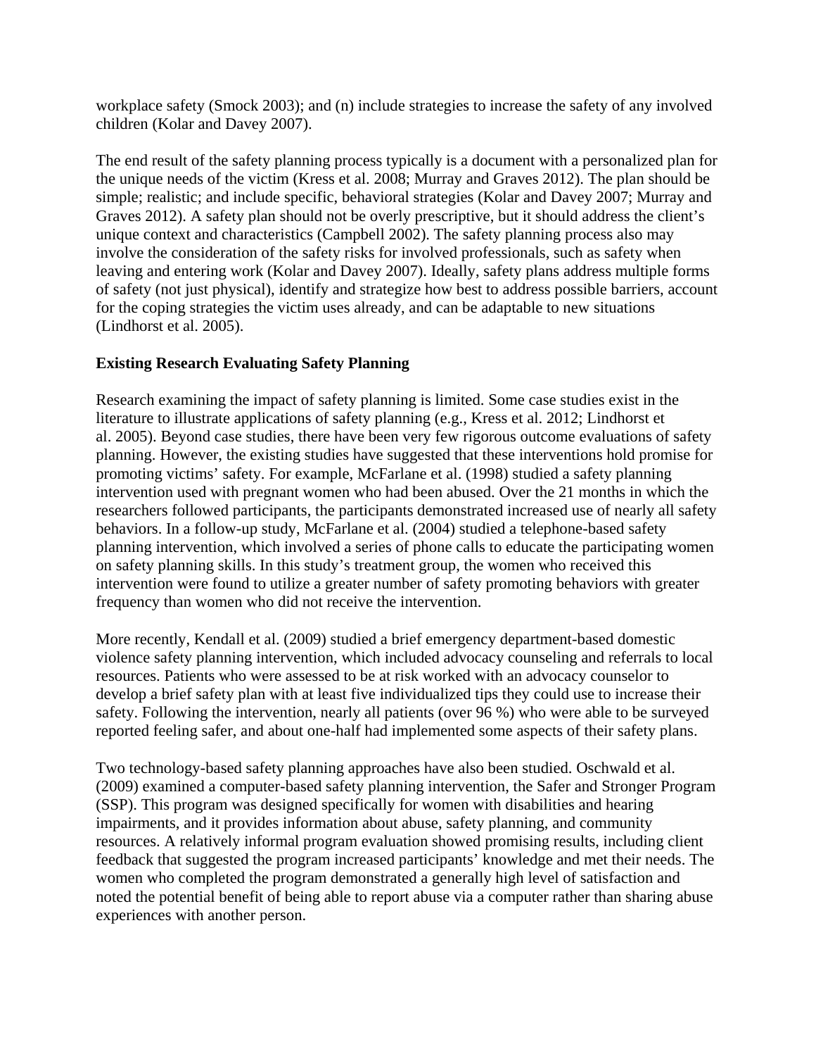workplace safety (Smock 2003); and (n) include strategies to increase the safety of any involved children (Kolar and Davey 2007).

The end result of the safety planning process typically is a document with a personalized plan for the unique needs of the victim (Kress et al. 2008; Murray and Graves 2012). The plan should be simple; realistic; and include specific, behavioral strategies (Kolar and Davey 2007; Murray and Graves 2012). A safety plan should not be overly prescriptive, but it should address the client's unique context and characteristics (Campbell 2002). The safety planning process also may involve the consideration of the safety risks for involved professionals, such as safety when leaving and entering work (Kolar and Davey 2007). Ideally, safety plans address multiple forms of safety (not just physical), identify and strategize how best to address possible barriers, account for the coping strategies the victim uses already, and can be adaptable to new situations (Lindhorst et al. 2005).

**Existing Research Evaluating Safety Planning**

Research examining the impact of safety planning is limited. Some case studies exist in the literature to illustrate applications of safety planning (e.g., Kress et al. 2012; Lindhorst et al. 2005). Beyond case studies, there have been very few rigorous outcome evaluations of safety planning. However, the existing studies have suggested that these interventions hold promise for promoting victims' safety. For example, McFarlane et al. (1998) studied a safety planning intervention used with pregnant women who had been abused. Over the 21 months in which the researchers followed participants, the participants demonstrated increased use of nearly all safety behaviors. In a follow-up study, McFarlane et al. (2004) studied a telephone-based safety planning intervention, which involved a series of phone calls to educate the participating women on safety planning skills. In this study's treatment group, the women who received this intervention were found to utilize a greater number of safety promoting behaviors with greater frequency than women who did not receive the intervention.

More recently, Kendall et al. (2009) studied a brief emergency department-based domestic violence safety planning intervention, which included advocacy counseling and referrals to local resources. Patients who were assessed to be at risk worked with an advocacy counselor to develop a brief safety plan with at least five individualized tips they could use to increase their safety. Following the intervention, nearly all patients (over 96 %) who were able to be surveyed reported feeling safer, and about one-half had implemented some aspects of their safety plans.

Two technology-based safety planning approaches have also been studied. Oschwald et al. (2009) examined a computer-based safety planning intervention, the Safer and Stronger Program (SSP). This program was designed specifically for women with disabilities and hearing impairments, and it provides information about abuse, safety planning, and community resources. A relatively informal program evaluation showed promising results, including client feedback that suggested the program increased participants' knowledge and met their needs. The women who completed the program demonstrated a generally high level of satisfaction and noted the potential benefit of being able to report abuse via a computer rather than sharing abuse experiences with another person.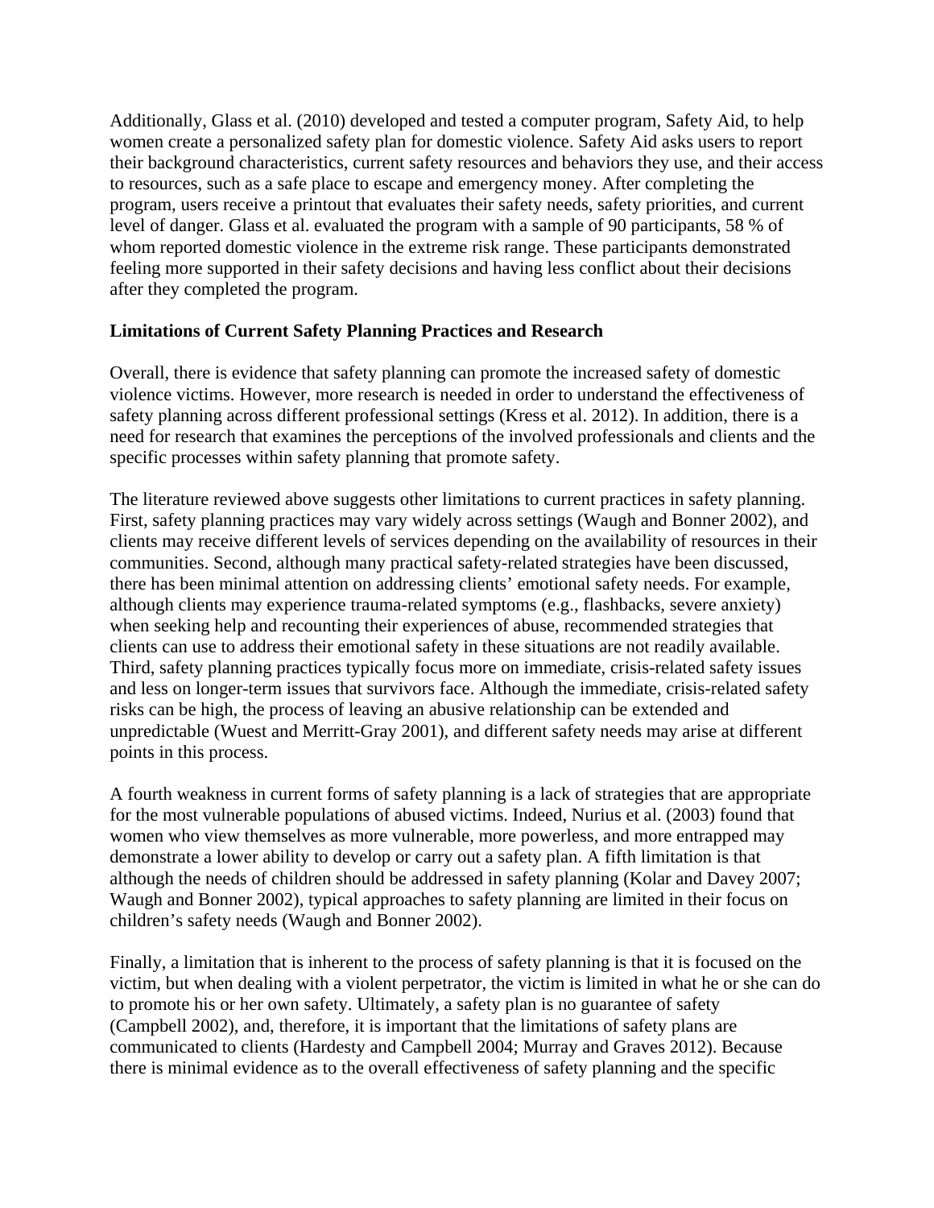Additionally, Glass et al. (2010) developed and tested a computer program, Safety Aid, to help women create a personalized safety plan for domestic violence. Safety Aid asks users to report their background characteristics, current safety resources and behaviors they use, and their access to resources, such as a safe place to escape and emergency money. After completing the program, users receive a printout that evaluates their safety needs, safety priorities, and current level of danger. Glass et al. evaluated the program with a sample of 90 participants, 58 % of whom reported domestic violence in the extreme risk range. These participants demonstrated feeling more supported in their safety decisions and having less conflict about their decisions after they completed the program.

**Limitations of Current Safety Planning Practices and Research**

Overall, there is evidence that safety planning can promote the increased safety of domestic violence victims. However, more research is needed in order to understand the effectiveness of safety planning across different professional settings (Kress et al. 2012). In addition, there is a need for research that examines the perceptions of the involved professionals and clients and the specific processes within safety planning that promote safety.

The literature reviewed above suggests other limitations to current practices in safety planning. First, safety planning practices may vary widely across settings (Waugh and Bonner 2002), and clients may receive different levels of services depending on the availability of resources in their communities. Second, although many practical safety-related strategies have been discussed, there has been minimal attention on addressing clients' emotional safety needs. For example, although clients may experience trauma-related symptoms (e.g., flashbacks, severe anxiety) when seeking help and recounting their experiences of abuse, recommended strategies that clients can use to address their emotional safety in these situations are not readily available. Third, safety planning practices typically focus more on immediate, crisis-related safety issues and less on longer-term issues that survivors face. Although the immediate, crisis-related safety risks can be high, the process of leaving an abusive relationship can be extended and unpredictable (Wuest and Merritt-Gray 2001), and different safety needs may arise at different points in this process.

A fourth weakness in current forms of safety planning is a lack of strategies that are appropriate for the most vulnerable populations of abused victims. Indeed, Nurius et al. (2003) found that women who view themselves as more vulnerable, more powerless, and more entrapped may demonstrate a lower ability to develop or carry out a safety plan. A fifth limitation is that although the needs of children should be addressed in safety planning (Kolar and Davey 2007; Waugh and Bonner 2002), typical approaches to safety planning are limited in their focus on children's safety needs (Waugh and Bonner 2002).

Finally, a limitation that is inherent to the process of safety planning is that it is focused on the victim, but when dealing with a violent perpetrator, the victim is limited in what he or she can do to promote his or her own safety. Ultimately, a safety plan is no guarantee of safety (Campbell 2002), and, therefore, it is important that the limitations of safety plans are communicated to clients (Hardesty and Campbell 2004; Murray and Graves 2012). Because there is minimal evidence as to the overall effectiveness of safety planning and the specific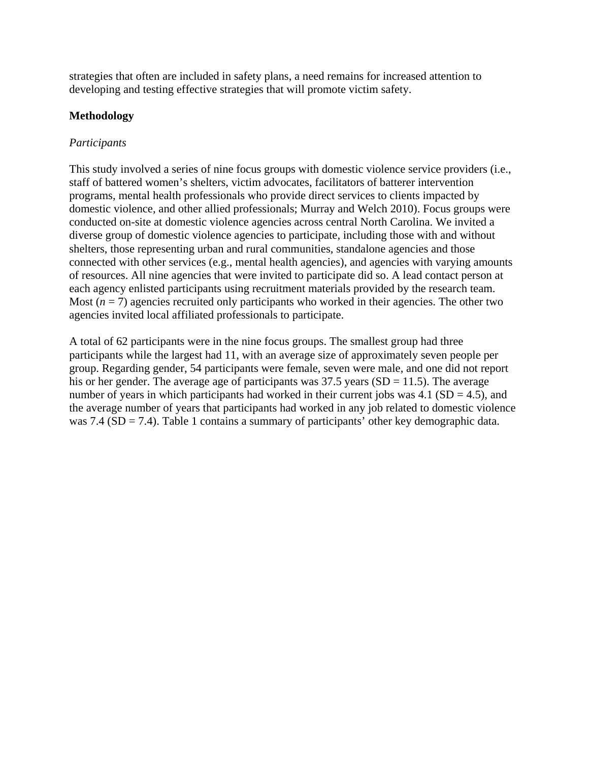strategies that often are included in safety plans, a need remains for increased attention to developing and testing effective strategies that will promote victim safety.

## Methodology

### *Participants*

This study involved a series of nine focus groups with domestic violence service providers (i.e., staff of battered women's shelters, victim advocates, facilitators of batterer intervention programs, mental health professionals who provide direct services to clients impacted by domestic violence, and other allied professionals; Murray and Welch 2010). Focus groups were conducted on-site at domestic violence agencies across central North Carolina. We invited a diverse group of domestic violence agencies to participate, including those with and without shelters, those representing urban and rural communities, standalone agencies and those connected with other services (e.g., mental health agencies), and agencies with varying amounts of resources. All nine agencies that were invited to participate did so. A lead contact person at each agency enlisted participants using recruitment materials provided by the research team. Most ($n = 7$) agencies recruited only participants who worked in their agencies. The other two agencies invited local affiliated professionals to participate.

A total of 62 participants were in the nine focus groups. The smallest group had three participants while the largest had 11, with an average size of approximately seven people per group. Regarding gender, 54 participants were female, seven were male, and one did not report his or her gender. The average age of participants was 37.5 years ($SD = 11.5$). The average number of years in which participants had worked in their current jobs was 4.1 ($SD = 4.5$), and the average number of years that participants had worked in any job related to domestic violence was 7.4 ($SD = 7.4$). Table 1 contains a summary of participants' other key demographic data.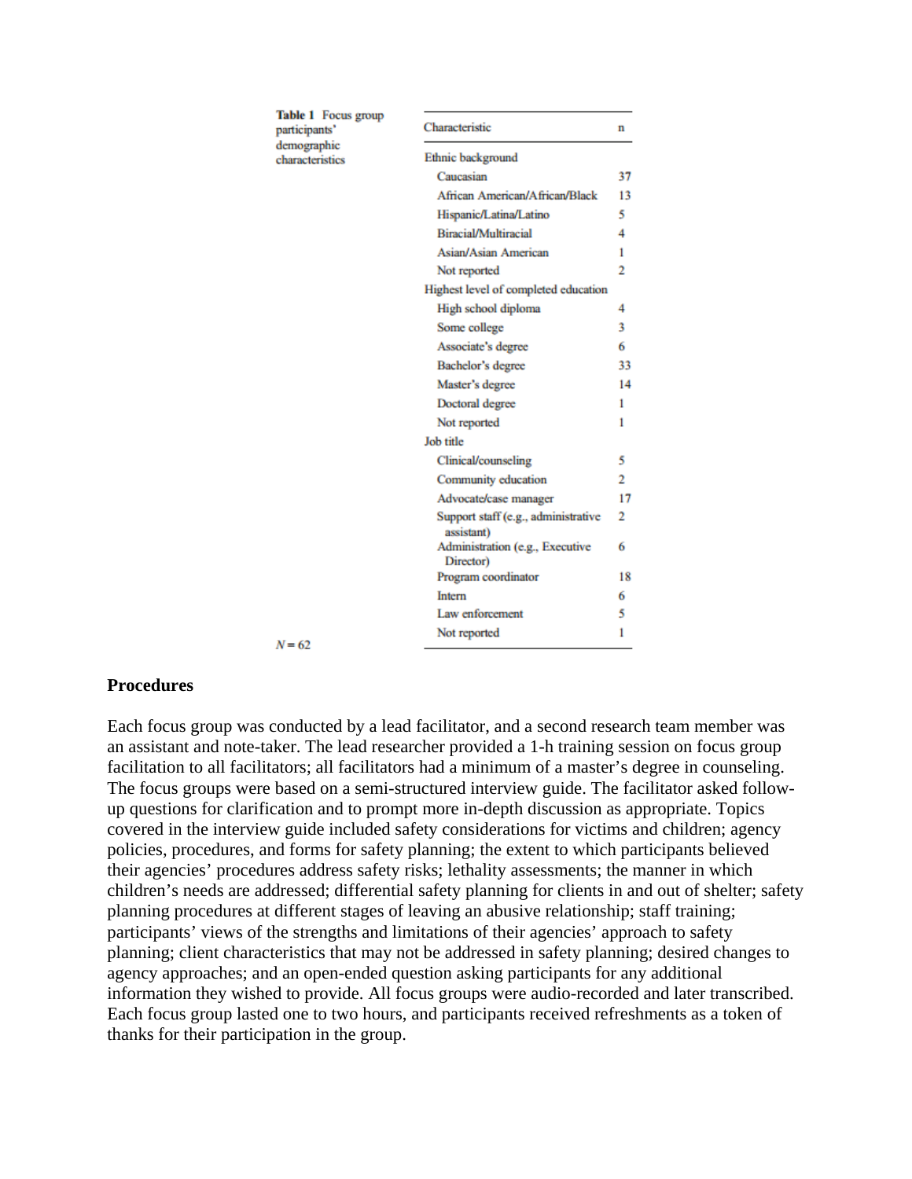**Table 1** Focus group participants' demographic characteristics

| Characteristic | n |
|---|---|
| Ethnic background | |
| Caucasian | 37 |
| African American/African/Black | 13 |
| Hispanic/Latina/Latino | 5 |
| Biracial/Multiracial | 4 |
| Asian/Asian American | 1 |
| Not reported | 2 |
| Highest level of completed education | |
| High school diploma | 4 |
| Some college | 3 |
| Associate's degree | 6 |
| Bachelor's degree | 33 |
| Master's degree | 14 |
| Doctoral degree | 1 |
| Not reported | 1 |
| Job title | |
| Clinical/counseling | 5 |
| Community education | 2 |
| Advocate/case manager | 17 |
| Support staff (e.g., administrative assistant) | 2 |
| Administration (e.g., Executive Director) | 6 |
| Program coordinator | 18 |
| Intern | 6 |
| Law enforcement | 5 |
| Not reported | 1 |

$N = 62$

## Procedures

Each focus group was conducted by a lead facilitator, and a second research team member was an assistant and note-taker. The lead researcher provided a 1-h training session on focus group facilitation to all facilitators; all facilitators had a minimum of a master's degree in counseling. The focus groups were based on a semi-structured interview guide. The facilitator asked follow-up questions for clarification and to prompt more in-depth discussion as appropriate. Topics covered in the interview guide included safety considerations for victims and children; agency policies, procedures, and forms for safety planning; the extent to which participants believed their agencies' procedures address safety risks; lethality assessments; the manner in which children's needs are addressed; differential safety planning for clients in and out of shelter; safety planning procedures at different stages of leaving an abusive relationship; staff training; participants' views of the strengths and limitations of their agencies' approach to safety planning; client characteristics that may not be addressed in safety planning; desired changes to agency approaches; and an open-ended question asking participants for any additional information they wished to provide. All focus groups were audio-recorded and later transcribed. Each focus group lasted one to two hours, and participants received refreshments as a token of thanks for their participation in the group.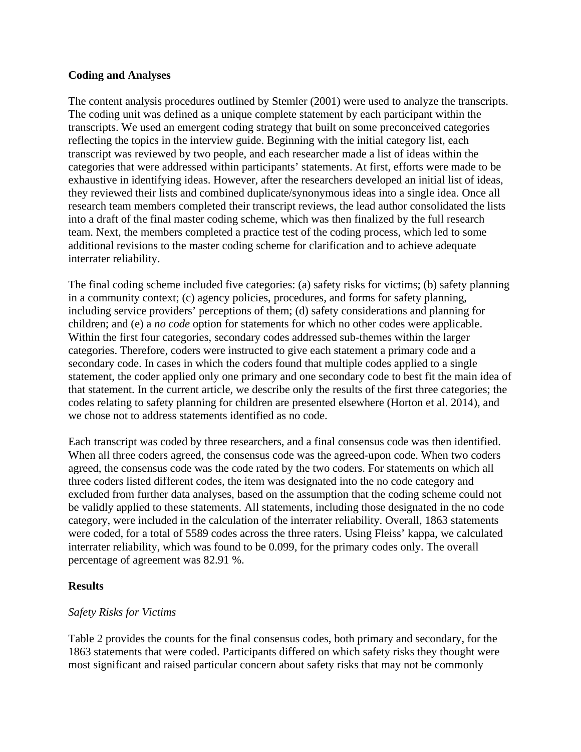### Coding and Analyses

The content analysis procedures outlined by Stemler (2001) were used to analyze the transcripts. The coding unit was defined as a unique complete statement by each participant within the transcripts. We used an emergent coding strategy that built on some preconceived categories reflecting the topics in the interview guide. Beginning with the initial category list, each transcript was reviewed by two people, and each researcher made a list of ideas within the categories that were addressed within participants' statements. At first, efforts were made to be exhaustive in identifying ideas. However, after the researchers developed an initial list of ideas, they reviewed their lists and combined duplicate/synonymous ideas into a single idea. Once all research team members completed their transcript reviews, the lead author consolidated the lists into a draft of the final master coding scheme, which was then finalized by the full research team. Next, the members completed a practice test of the coding process, which led to some additional revisions to the master coding scheme for clarification and to achieve adequate interrater reliability.

The final coding scheme included five categories: (a) safety risks for victims; (b) safety planning in a community context; (c) agency policies, procedures, and forms for safety planning, including service providers' perceptions of them; (d) safety considerations and planning for children; and (e) a *no code* option for statements for which no other codes were applicable. Within the first four categories, secondary codes addressed sub-themes within the larger categories. Therefore, coders were instructed to give each statement a primary code and a secondary code. In cases in which the coders found that multiple codes applied to a single statement, the coder applied only one primary and one secondary code to best fit the main idea of that statement. In the current article, we describe only the results of the first three categories; the codes relating to safety planning for children are presented elsewhere (Horton et al. 2014), and we chose not to address statements identified as no code.

Each transcript was coded by three researchers, and a final consensus code was then identified. When all three coders agreed, the consensus code was the agreed-upon code. When two coders agreed, the consensus code was the code rated by the two coders. For statements on which all three coders listed different codes, the item was designated into the no code category and excluded from further data analyses, based on the assumption that the coding scheme could not be validly applied to these statements. All statements, including those designated in the no code category, were included in the calculation of the interrater reliability. Overall, 1863 statements were coded, for a total of 5589 codes across the three raters. Using Fleiss' kappa, we calculated interrater reliability, which was found to be 0.099, for the primary codes only. The overall percentage of agreement was 82.91 %.

### Results

#### *Safety Risks for Victims*

Table 2 provides the counts for the final consensus codes, both primary and secondary, for the 1863 statements that were coded. Participants differed on which safety risks they thought were most significant and raised particular concern about safety risks that may not be commonly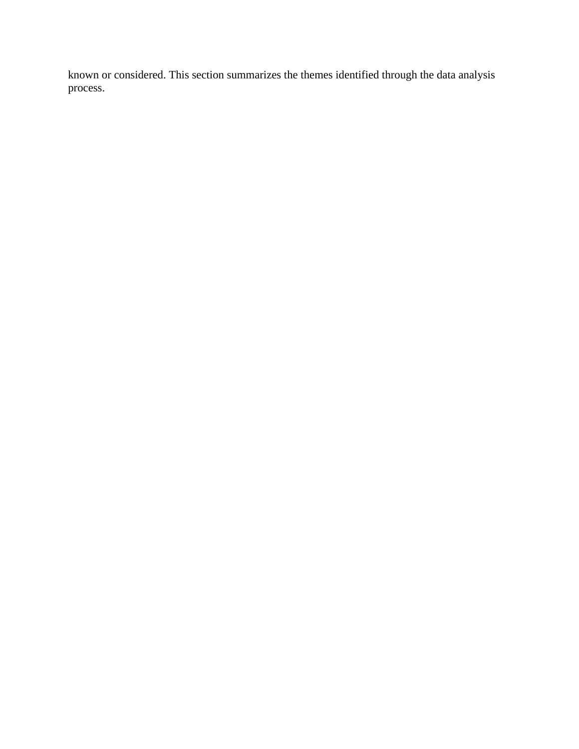known or considered. This section summarizes the themes identified through the data analysis process.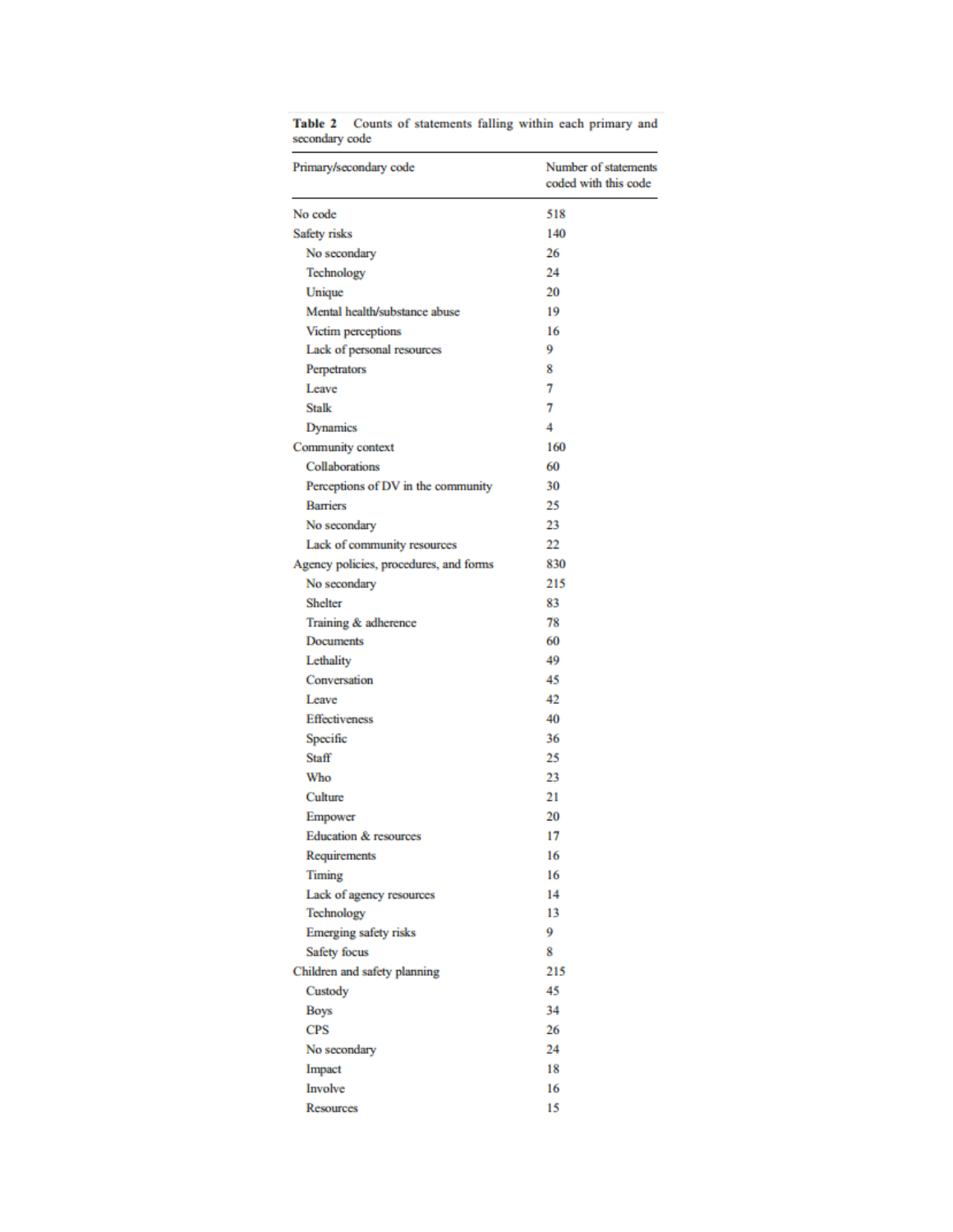**Table 2** Counts of statements falling within each primary and secondary code

| Primary/secondary code | Number of statements coded with this code |
| --- | --- |
| No code | 518 |
| Safety risks | 140 |
| No secondary | 26 |
| Technology | 24 |
| Unique | 20 |
| Mental health/substance abuse | 19 |
| Victim perceptions | 16 |
| Lack of personal resources | 9 |
| Perpetrators | 8 |
| Leave | 7 |
| Stalk | 7 |
| Dynamics | 4 |
| Community context | 160 |
| Collaborations | 60 |
| Perceptions of DV in the community | 30 |
| Barriers | 25 |
| No secondary | 23 |
| Lack of community resources | 22 |
| Agency policies, procedures, and forms | 830 |
| No secondary | 215 |
| Shelter | 83 |
| Training & adherence | 78 |
| Documents | 60 |
| Lethality | 49 |
| Conversation | 45 |
| Leave | 42 |
| Effectiveness | 40 |
| Specific | 36 |
| Staff | 25 |
| Who | 23 |
| Culture | 21 |
| Empower | 20 |
| Education & resources | 17 |
| Requirements | 16 |
| Timing | 16 |
| Lack of agency resources | 14 |
| Technology | 13 |
| Emerging safety risks | 9 |
| Safety focus | 8 |
| Children and safety planning | 215 |
| Custody | 45 |
| Boys | 34 |
| CPS | 26 |
| No secondary | 24 |
| Impact | 18 |
| Involve | 16 |
| Resources | 15 |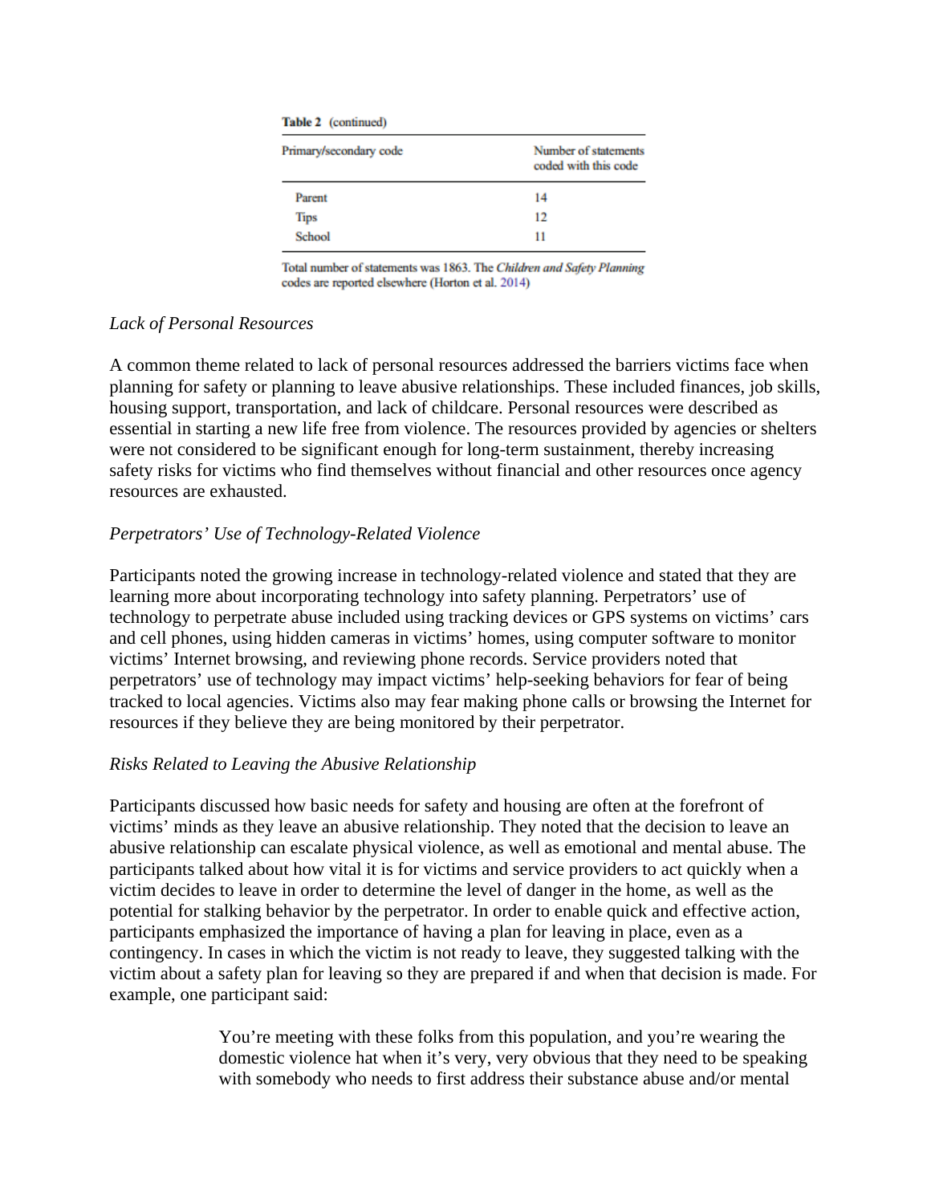Table 2 (continued)

| Primary/secondary code | Number of statements coded with this code |
|---|---|
| Parent | 14 |
| Tips | 12 |
| School | 11 |

Total number of statements was 1863. The *Children and Safety Planning* codes are reported elsewhere (Horton et al. 2014)

*Lack of Personal Resources*

A common theme related to lack of personal resources addressed the barriers victims face when planning for safety or planning to leave abusive relationships. These included finances, job skills, housing support, transportation, and lack of childcare. Personal resources were described as essential in starting a new life free from violence. The resources provided by agencies or shelters were not considered to be significant enough for long-term sustainment, thereby increasing safety risks for victims who find themselves without financial and other resources once agency resources are exhausted.

*Perpetrators' Use of Technology-Related Violence*

Participants noted the growing increase in technology-related violence and stated that they are learning more about incorporating technology into safety planning. Perpetrators' use of technology to perpetrate abuse included using tracking devices or GPS systems on victims' cars and cell phones, using hidden cameras in victims' homes, using computer software to monitor victims' Internet browsing, and reviewing phone records. Service providers noted that perpetrators' use of technology may impact victims' help-seeking behaviors for fear of being tracked to local agencies. Victims also may fear making phone calls or browsing the Internet for resources if they believe they are being monitored by their perpetrator.

*Risks Related to Leaving the Abusive Relationship*

Participants discussed how basic needs for safety and housing are often at the forefront of victims' minds as they leave an abusive relationship. They noted that the decision to leave an abusive relationship can escalate physical violence, as well as emotional and mental abuse. The participants talked about how vital it is for victims and service providers to act quickly when a victim decides to leave in order to determine the level of danger in the home, as well as the potential for stalking behavior by the perpetrator. In order to enable quick and effective action, participants emphasized the importance of having a plan for leaving in place, even as a contingency. In cases in which the victim is not ready to leave, they suggested talking with the victim about a safety plan for leaving so they are prepared if and when that decision is made. For example, one participant said:

> You're meeting with these folks from this population, and you're wearing the domestic violence hat when it's very, very obvious that they need to be speaking with somebody who needs to first address their substance abuse and/or mental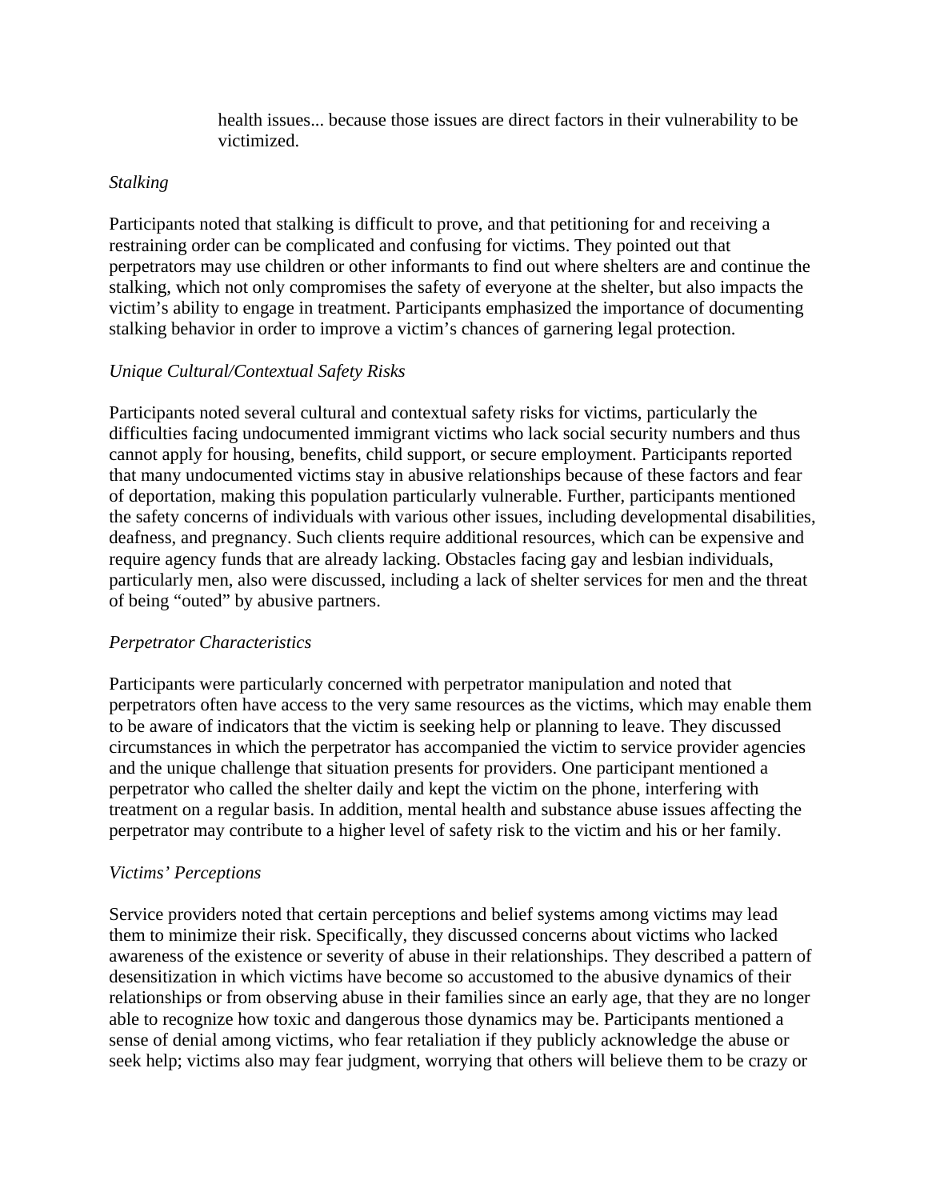> health issues... because those issues are direct factors in their vulnerability to be victimized.

*Stalking*

Participants noted that stalking is difficult to prove, and that petitioning for and receiving a restraining order can be complicated and confusing for victims. They pointed out that perpetrators may use children or other informants to find out where shelters are and continue the stalking, which not only compromises the safety of everyone at the shelter, but also impacts the victim's ability to engage in treatment. Participants emphasized the importance of documenting stalking behavior in order to improve a victim's chances of garnering legal protection.

*Unique Cultural/Contextual Safety Risks*

Participants noted several cultural and contextual safety risks for victims, particularly the difficulties facing undocumented immigrant victims who lack social security numbers and thus cannot apply for housing, benefits, child support, or secure employment. Participants reported that many undocumented victims stay in abusive relationships because of these factors and fear of deportation, making this population particularly vulnerable. Further, participants mentioned the safety concerns of individuals with various other issues, including developmental disabilities, deafness, and pregnancy. Such clients require additional resources, which can be expensive and require agency funds that are already lacking. Obstacles facing gay and lesbian individuals, particularly men, also were discussed, including a lack of shelter services for men and the threat of being "outed" by abusive partners.

*Perpetrator Characteristics*

Participants were particularly concerned with perpetrator manipulation and noted that perpetrators often have access to the very same resources as the victims, which may enable them to be aware of indicators that the victim is seeking help or planning to leave. They discussed circumstances in which the perpetrator has accompanied the victim to service provider agencies and the unique challenge that situation presents for providers. One participant mentioned a perpetrator who called the shelter daily and kept the victim on the phone, interfering with treatment on a regular basis. In addition, mental health and substance abuse issues affecting the perpetrator may contribute to a higher level of safety risk to the victim and his or her family.

*Victims' Perceptions*

Service providers noted that certain perceptions and belief systems among victims may lead them to minimize their risk. Specifically, they discussed concerns about victims who lacked awareness of the existence or severity of abuse in their relationships. They described a pattern of desensitization in which victims have become so accustomed to the abusive dynamics of their relationships or from observing abuse in their families since an early age, that they are no longer able to recognize how toxic and dangerous those dynamics may be. Participants mentioned a sense of denial among victims, who fear retaliation if they publicly acknowledge the abuse or seek help; victims also may fear judgment, worrying that others will believe them to be crazy or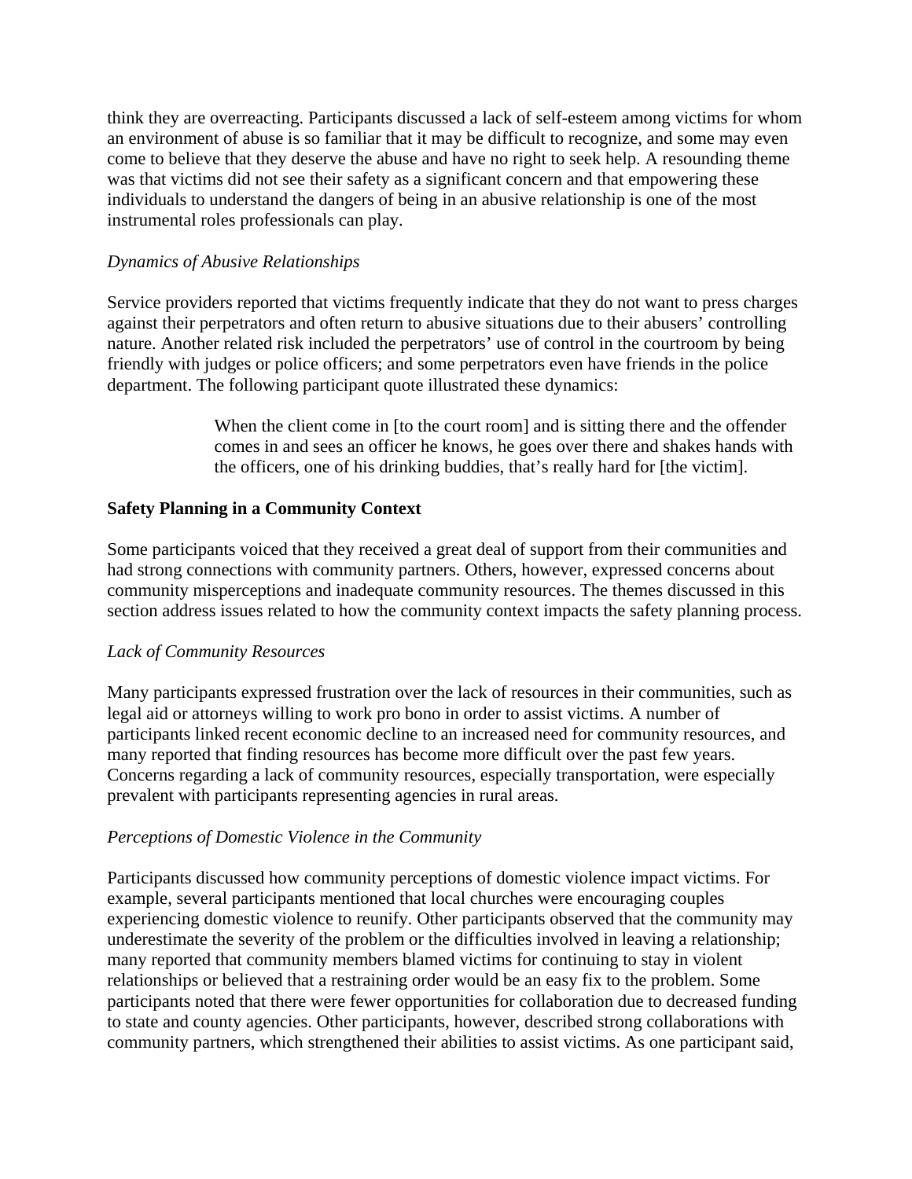think they are overreacting. Participants discussed a lack of self-esteem among victims for whom an environment of abuse is so familiar that it may be difficult to recognize, and some may even come to believe that they deserve the abuse and have no right to seek help. A resounding theme was that victims did not see their safety as a significant concern and that empowering these individuals to understand the dangers of being in an abusive relationship is one of the most instrumental roles professionals can play.

*Dynamics of Abusive Relationships*

Service providers reported that victims frequently indicate that they do not want to press charges against their perpetrators and often return to abusive situations due to their abusers' controlling nature. Another related risk included the perpetrators' use of control in the courtroom by being friendly with judges or police officers; and some perpetrators even have friends in the police department. The following participant quote illustrated these dynamics:

> When the client come in [to the court room] and is sitting there and the offender comes in and sees an officer he knows, he goes over there and shakes hands with the officers, one of his drinking buddies, that's really hard for [the victim].

**Safety Planning in a Community Context**

Some participants voiced that they received a great deal of support from their communities and had strong connections with community partners. Others, however, expressed concerns about community misperceptions and inadequate community resources. The themes discussed in this section address issues related to how the community context impacts the safety planning process.

*Lack of Community Resources*

Many participants expressed frustration over the lack of resources in their communities, such as legal aid or attorneys willing to work pro bono in order to assist victims. A number of participants linked recent economic decline to an increased need for community resources, and many reported that finding resources has become more difficult over the past few years. Concerns regarding a lack of community resources, especially transportation, were especially prevalent with participants representing agencies in rural areas.

*Perceptions of Domestic Violence in the Community*

Participants discussed how community perceptions of domestic violence impact victims. For example, several participants mentioned that local churches were encouraging couples experiencing domestic violence to reunify. Other participants observed that the community may underestimate the severity of the problem or the difficulties involved in leaving a relationship; many reported that community members blamed victims for continuing to stay in violent relationships or believed that a restraining order would be an easy fix to the problem. Some participants noted that there were fewer opportunities for collaboration due to decreased funding to state and county agencies. Other participants, however, described strong collaborations with community partners, which strengthened their abilities to assist victims. As one participant said,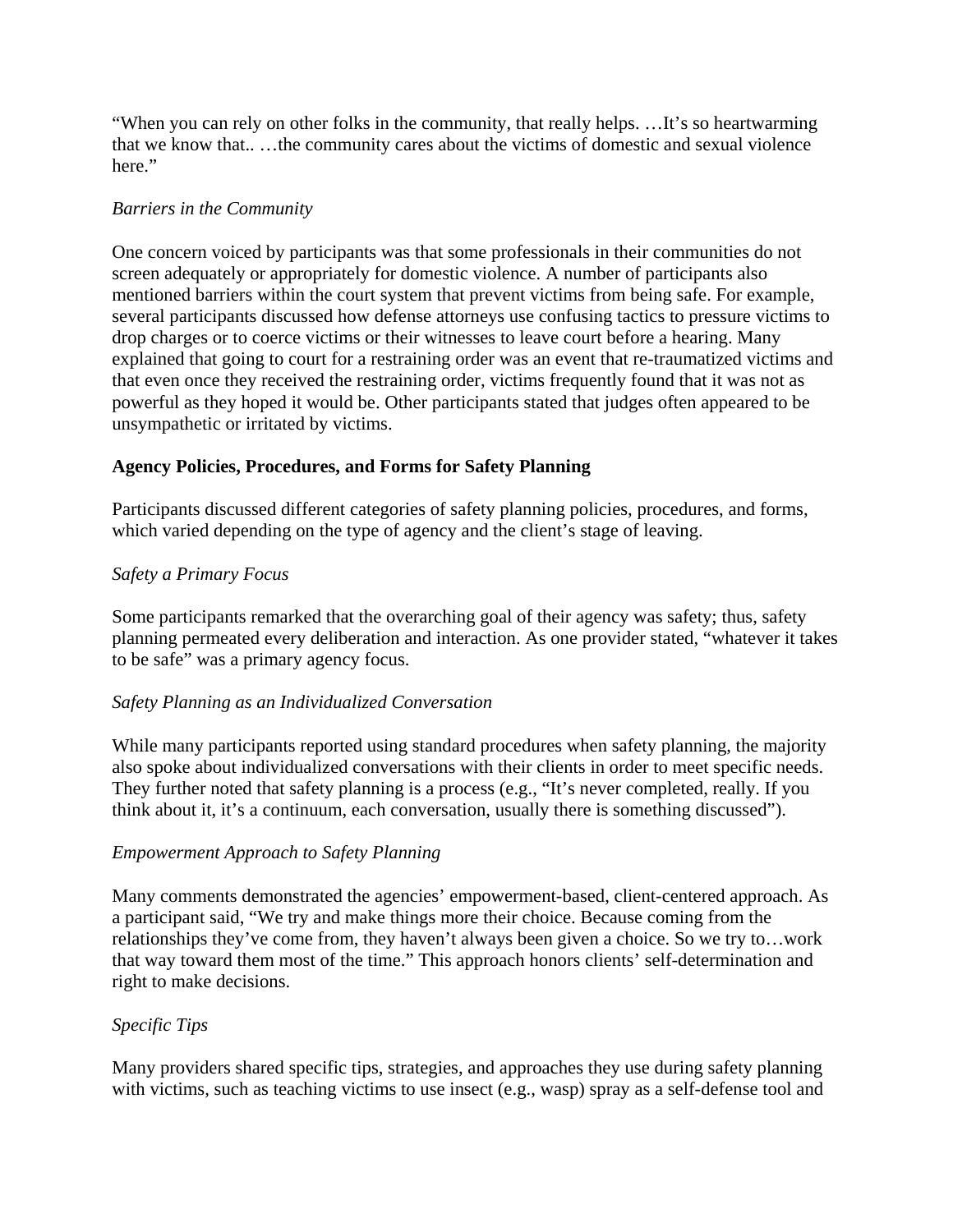"When you can rely on other folks in the community, that really helps. …It's so heartwarming that we know that.. …the community cares about the victims of domestic and sexual violence here."

*Barriers in the Community*

One concern voiced by participants was that some professionals in their communities do not screen adequately or appropriately for domestic violence. A number of participants also mentioned barriers within the court system that prevent victims from being safe. For example, several participants discussed how defense attorneys use confusing tactics to pressure victims to drop charges or to coerce victims or their witnesses to leave court before a hearing. Many explained that going to court for a restraining order was an event that re-traumatized victims and that even once they received the restraining order, victims frequently found that it was not as powerful as they hoped it would be. Other participants stated that judges often appeared to be unsympathetic or irritated by victims.

**Agency Policies, Procedures, and Forms for Safety Planning**

Participants discussed different categories of safety planning policies, procedures, and forms, which varied depending on the type of agency and the client's stage of leaving.

*Safety a Primary Focus*

Some participants remarked that the overarching goal of their agency was safety; thus, safety planning permeated every deliberation and interaction. As one provider stated, "whatever it takes to be safe" was a primary agency focus.

*Safety Planning as an Individualized Conversation*

While many participants reported using standard procedures when safety planning, the majority also spoke about individualized conversations with their clients in order to meet specific needs. They further noted that safety planning is a process (e.g., "It's never completed, really. If you think about it, it's a continuum, each conversation, usually there is something discussed").

*Empowerment Approach to Safety Planning*

Many comments demonstrated the agencies' empowerment-based, client-centered approach. As a participant said, "We try and make things more their choice. Because coming from the relationships they've come from, they haven't always been given a choice. So we try to…work that way toward them most of the time." This approach honors clients' self-determination and right to make decisions.

*Specific Tips*

Many providers shared specific tips, strategies, and approaches they use during safety planning with victims, such as teaching victims to use insect (e.g., wasp) spray as a self-defense tool and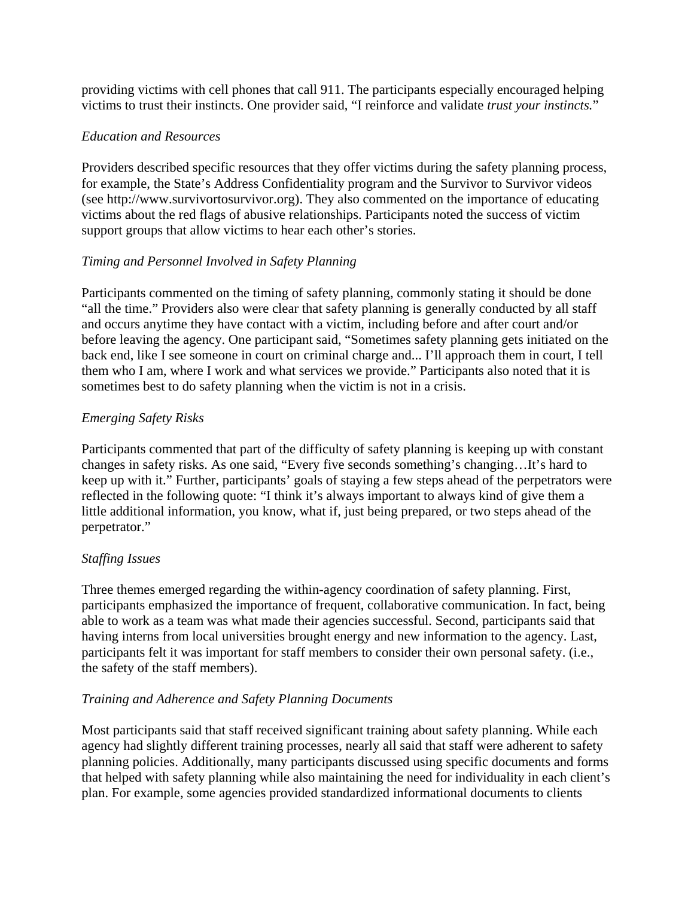providing victims with cell phones that call 911. The participants especially encouraged helping victims to trust their instincts. One provider said, "I reinforce and validate *trust your instincts.*"

*Education and Resources*

Providers described specific resources that they offer victims during the safety planning process, for example, the State's Address Confidentiality program and the Survivor to Survivor videos (see http://www.survivortosurvivor.org). They also commented on the importance of educating victims about the red flags of abusive relationships. Participants noted the success of victim support groups that allow victims to hear each other's stories.

*Timing and Personnel Involved in Safety Planning*

Participants commented on the timing of safety planning, commonly stating it should be done "all the time." Providers also were clear that safety planning is generally conducted by all staff and occurs anytime they have contact with a victim, including before and after court and/or before leaving the agency. One participant said, "Sometimes safety planning gets initiated on the back end, like I see someone in court on criminal charge and... I'll approach them in court, I tell them who I am, where I work and what services we provide." Participants also noted that it is sometimes best to do safety planning when the victim is not in a crisis.

*Emerging Safety Risks*

Participants commented that part of the difficulty of safety planning is keeping up with constant changes in safety risks. As one said, "Every five seconds something's changing…It's hard to keep up with it." Further, participants' goals of staying a few steps ahead of the perpetrators were reflected in the following quote: "I think it's always important to always kind of give them a little additional information, you know, what if, just being prepared, or two steps ahead of the perpetrator."

*Staffing Issues*

Three themes emerged regarding the within-agency coordination of safety planning. First, participants emphasized the importance of frequent, collaborative communication. In fact, being able to work as a team was what made their agencies successful. Second, participants said that having interns from local universities brought energy and new information to the agency. Last, participants felt it was important for staff members to consider their own personal safety. (i.e., the safety of the staff members).

*Training and Adherence and Safety Planning Documents*

Most participants said that staff received significant training about safety planning. While each agency had slightly different training processes, nearly all said that staff were adherent to safety planning policies. Additionally, many participants discussed using specific documents and forms that helped with safety planning while also maintaining the need for individuality in each client's plan. For example, some agencies provided standardized informational documents to clients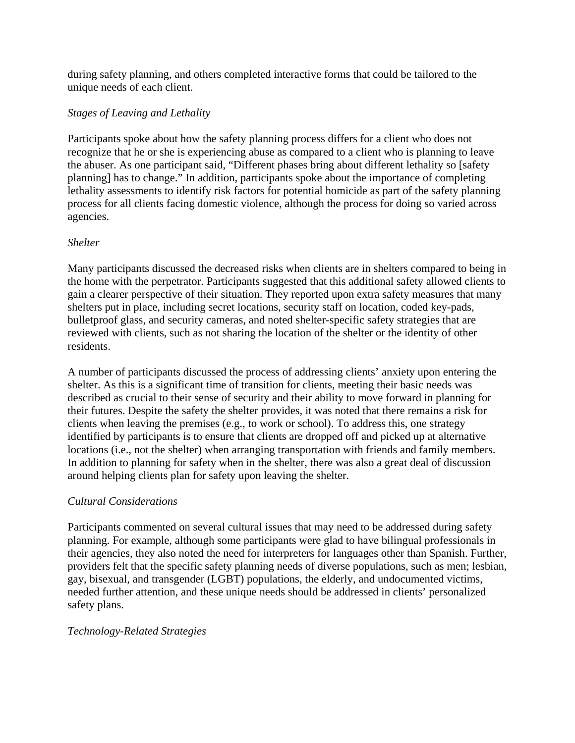during safety planning, and others completed interactive forms that could be tailored to the unique needs of each client.

*Stages of Leaving and Lethality*

Participants spoke about how the safety planning process differs for a client who does not recognize that he or she is experiencing abuse as compared to a client who is planning to leave the abuser. As one participant said, "Different phases bring about different lethality so [safety planning] has to change." In addition, participants spoke about the importance of completing lethality assessments to identify risk factors for potential homicide as part of the safety planning process for all clients facing domestic violence, although the process for doing so varied across agencies.

*Shelter*

Many participants discussed the decreased risks when clients are in shelters compared to being in the home with the perpetrator. Participants suggested that this additional safety allowed clients to gain a clearer perspective of their situation. They reported upon extra safety measures that many shelters put in place, including secret locations, security staff on location, coded key-pads, bulletproof glass, and security cameras, and noted shelter-specific safety strategies that are reviewed with clients, such as not sharing the location of the shelter or the identity of other residents.

A number of participants discussed the process of addressing clients' anxiety upon entering the shelter. As this is a significant time of transition for clients, meeting their basic needs was described as crucial to their sense of security and their ability to move forward in planning for their futures. Despite the safety the shelter provides, it was noted that there remains a risk for clients when leaving the premises (e.g., to work or school). To address this, one strategy identified by participants is to ensure that clients are dropped off and picked up at alternative locations (i.e., not the shelter) when arranging transportation with friends and family members. In addition to planning for safety when in the shelter, there was also a great deal of discussion around helping clients plan for safety upon leaving the shelter.

*Cultural Considerations*

Participants commented on several cultural issues that may need to be addressed during safety planning. For example, although some participants were glad to have bilingual professionals in their agencies, they also noted the need for interpreters for languages other than Spanish. Further, providers felt that the specific safety planning needs of diverse populations, such as men; lesbian, gay, bisexual, and transgender (LGBT) populations, the elderly, and undocumented victims, needed further attention, and these unique needs should be addressed in clients' personalized safety plans.

*Technology-Related Strategies*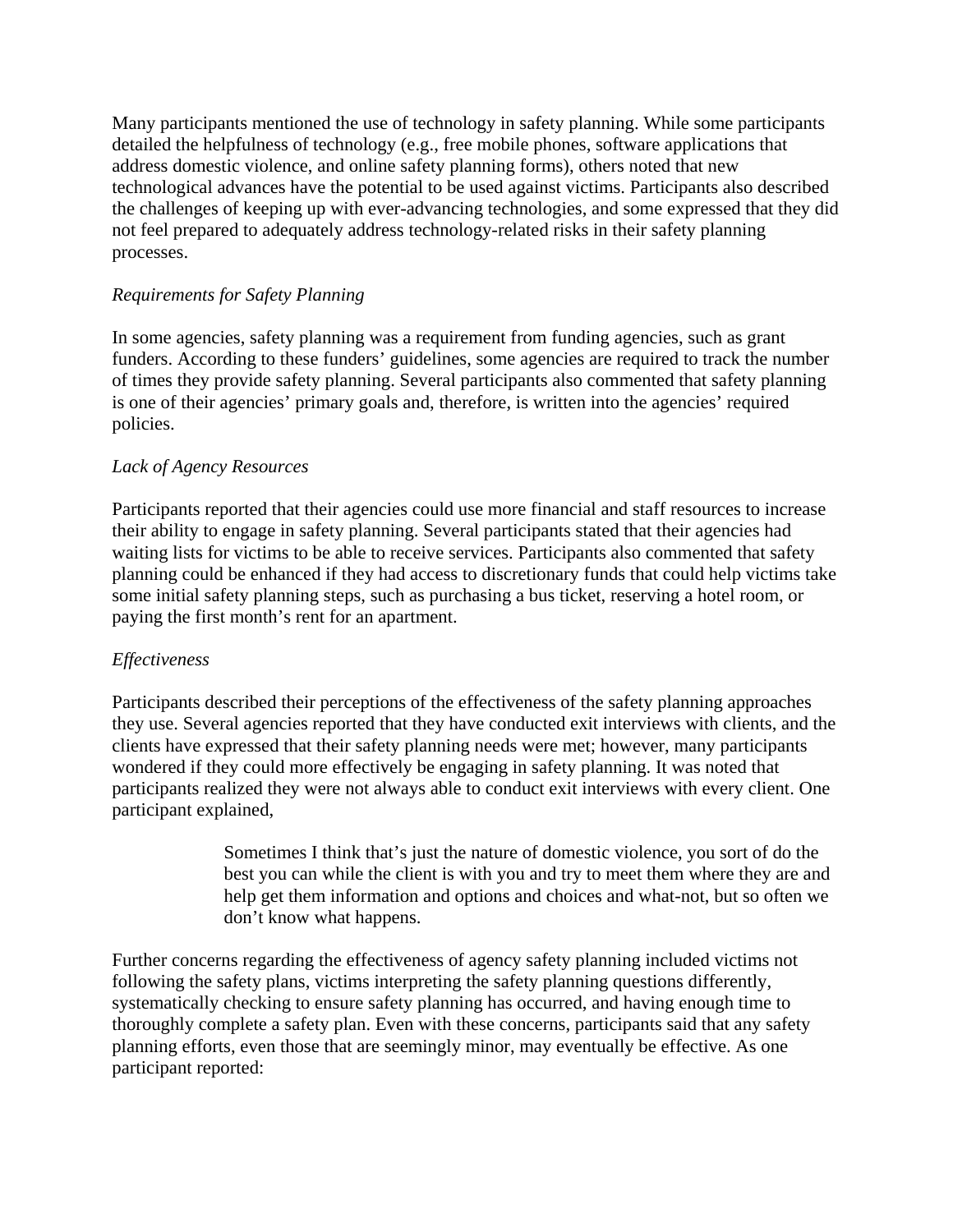Many participants mentioned the use of technology in safety planning. While some participants detailed the helpfulness of technology (e.g., free mobile phones, software applications that address domestic violence, and online safety planning forms), others noted that new technological advances have the potential to be used against victims. Participants also described the challenges of keeping up with ever-advancing technologies, and some expressed that they did not feel prepared to adequately address technology-related risks in their safety planning processes.

*Requirements for Safety Planning*

In some agencies, safety planning was a requirement from funding agencies, such as grant funders. According to these funders' guidelines, some agencies are required to track the number of times they provide safety planning. Several participants also commented that safety planning is one of their agencies' primary goals and, therefore, is written into the agencies' required policies.

*Lack of Agency Resources*

Participants reported that their agencies could use more financial and staff resources to increase their ability to engage in safety planning. Several participants stated that their agencies had waiting lists for victims to be able to receive services. Participants also commented that safety planning could be enhanced if they had access to discretionary funds that could help victims take some initial safety planning steps, such as purchasing a bus ticket, reserving a hotel room, or paying the first month's rent for an apartment.

*Effectiveness*

Participants described their perceptions of the effectiveness of the safety planning approaches they use. Several agencies reported that they have conducted exit interviews with clients, and the clients have expressed that their safety planning needs were met; however, many participants wondered if they could more effectively be engaging in safety planning. It was noted that participants realized they were not always able to conduct exit interviews with every client. One participant explained,

> Sometimes I think that's just the nature of domestic violence, you sort of do the best you can while the client is with you and try to meet them where they are and help get them information and options and choices and what-not, but so often we don't know what happens.

Further concerns regarding the effectiveness of agency safety planning included victims not following the safety plans, victims interpreting the safety planning questions differently, systematically checking to ensure safety planning has occurred, and having enough time to thoroughly complete a safety plan. Even with these concerns, participants said that any safety planning efforts, even those that are seemingly minor, may eventually be effective. As one participant reported: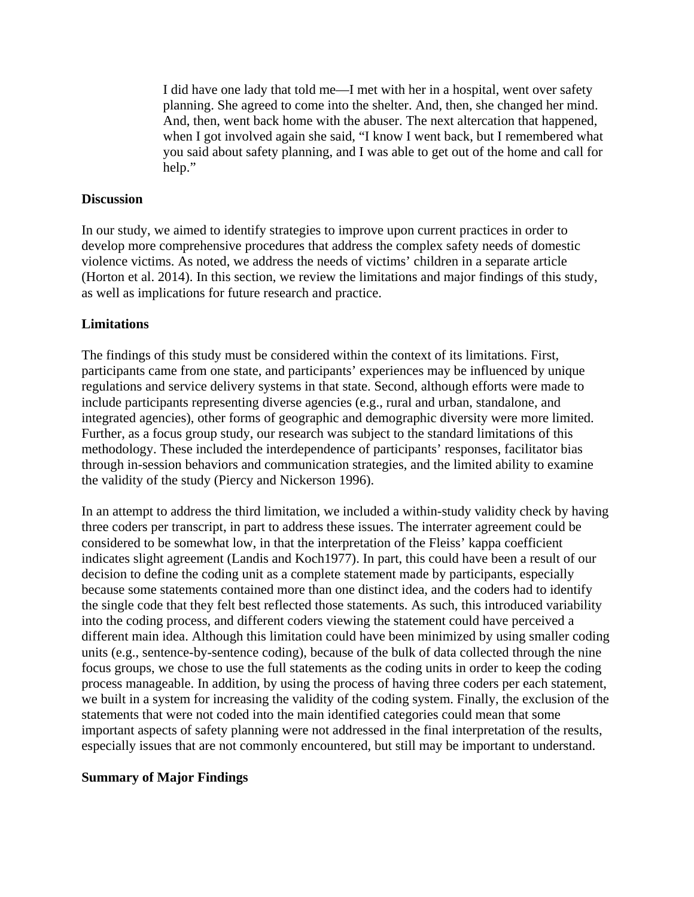> I did have one lady that told me—I met with her in a hospital, went over safety planning. She agreed to come into the shelter. And, then, she changed her mind. And, then, went back home with the abuser. The next altercation that happened, when I got involved again she said, "I know I went back, but I remembered what you said about safety planning, and I was able to get out of the home and call for help."

## Discussion

In our study, we aimed to identify strategies to improve upon current practices in order to develop more comprehensive procedures that address the complex safety needs of domestic violence victims. As noted, we address the needs of victims' children in a separate article (Horton et al. 2014). In this section, we review the limitations and major findings of this study, as well as implications for future research and practice.

### Limitations

The findings of this study must be considered within the context of its limitations. First, participants came from one state, and participants' experiences may be influenced by unique regulations and service delivery systems in that state. Second, although efforts were made to include participants representing diverse agencies (e.g., rural and urban, standalone, and integrated agencies), other forms of geographic and demographic diversity were more limited. Further, as a focus group study, our research was subject to the standard limitations of this methodology. These included the interdependence of participants' responses, facilitator bias through in-session behaviors and communication strategies, and the limited ability to examine the validity of the study (Piercy and Nickerson 1996).

In an attempt to address the third limitation, we included a within-study validity check by having three coders per transcript, in part to address these issues. The interrater agreement could be considered to be somewhat low, in that the interpretation of the Fleiss' kappa coefficient indicates slight agreement (Landis and Koch1977). In part, this could have been a result of our decision to define the coding unit as a complete statement made by participants, especially because some statements contained more than one distinct idea, and the coders had to identify the single code that they felt best reflected those statements. As such, this introduced variability into the coding process, and different coders viewing the statement could have perceived a different main idea. Although this limitation could have been minimized by using smaller coding units (e.g., sentence-by-sentence coding), because of the bulk of data collected through the nine focus groups, we chose to use the full statements as the coding units in order to keep the coding process manageable. In addition, by using the process of having three coders per each statement, we built in a system for increasing the validity of the coding system. Finally, the exclusion of the statements that were not coded into the main identified categories could mean that some important aspects of safety planning were not addressed in the final interpretation of the results, especially issues that are not commonly encountered, but still may be important to understand.

### Summary of Major Findings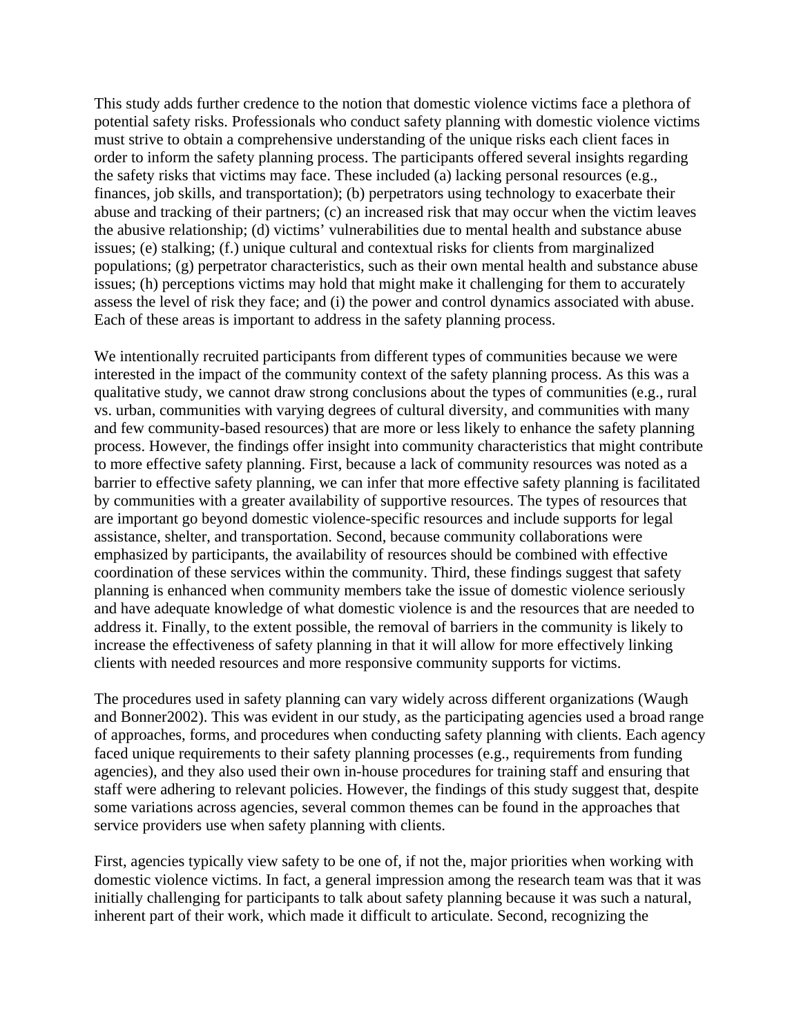This study adds further credence to the notion that domestic violence victims face a plethora of potential safety risks. Professionals who conduct safety planning with domestic violence victims must strive to obtain a comprehensive understanding of the unique risks each client faces in order to inform the safety planning process. The participants offered several insights regarding the safety risks that victims may face. These included (a) lacking personal resources (e.g., finances, job skills, and transportation); (b) perpetrators using technology to exacerbate their abuse and tracking of their partners; (c) an increased risk that may occur when the victim leaves the abusive relationship; (d) victims' vulnerabilities due to mental health and substance abuse issues; (e) stalking; (f.) unique cultural and contextual risks for clients from marginalized populations; (g) perpetrator characteristics, such as their own mental health and substance abuse issues; (h) perceptions victims may hold that might make it challenging for them to accurately assess the level of risk they face; and (i) the power and control dynamics associated with abuse. Each of these areas is important to address in the safety planning process.

We intentionally recruited participants from different types of communities because we were interested in the impact of the community context of the safety planning process. As this was a qualitative study, we cannot draw strong conclusions about the types of communities (e.g., rural vs. urban, communities with varying degrees of cultural diversity, and communities with many and few community-based resources) that are more or less likely to enhance the safety planning process. However, the findings offer insight into community characteristics that might contribute to more effective safety planning. First, because a lack of community resources was noted as a barrier to effective safety planning, we can infer that more effective safety planning is facilitated by communities with a greater availability of supportive resources. The types of resources that are important go beyond domestic violence-specific resources and include supports for legal assistance, shelter, and transportation. Second, because community collaborations were emphasized by participants, the availability of resources should be combined with effective coordination of these services within the community. Third, these findings suggest that safety planning is enhanced when community members take the issue of domestic violence seriously and have adequate knowledge of what domestic violence is and the resources that are needed to address it. Finally, to the extent possible, the removal of barriers in the community is likely to increase the effectiveness of safety planning in that it will allow for more effectively linking clients with needed resources and more responsive community supports for victims.

The procedures used in safety planning can vary widely across different organizations (Waugh and Bonner2002). This was evident in our study, as the participating agencies used a broad range of approaches, forms, and procedures when conducting safety planning with clients. Each agency faced unique requirements to their safety planning processes (e.g., requirements from funding agencies), and they also used their own in-house procedures for training staff and ensuring that staff were adhering to relevant policies. However, the findings of this study suggest that, despite some variations across agencies, several common themes can be found in the approaches that service providers use when safety planning with clients.

First, agencies typically view safety to be one of, if not the, major priorities when working with domestic violence victims. In fact, a general impression among the research team was that it was initially challenging for participants to talk about safety planning because it was such a natural, inherent part of their work, which made it difficult to articulate. Second, recognizing the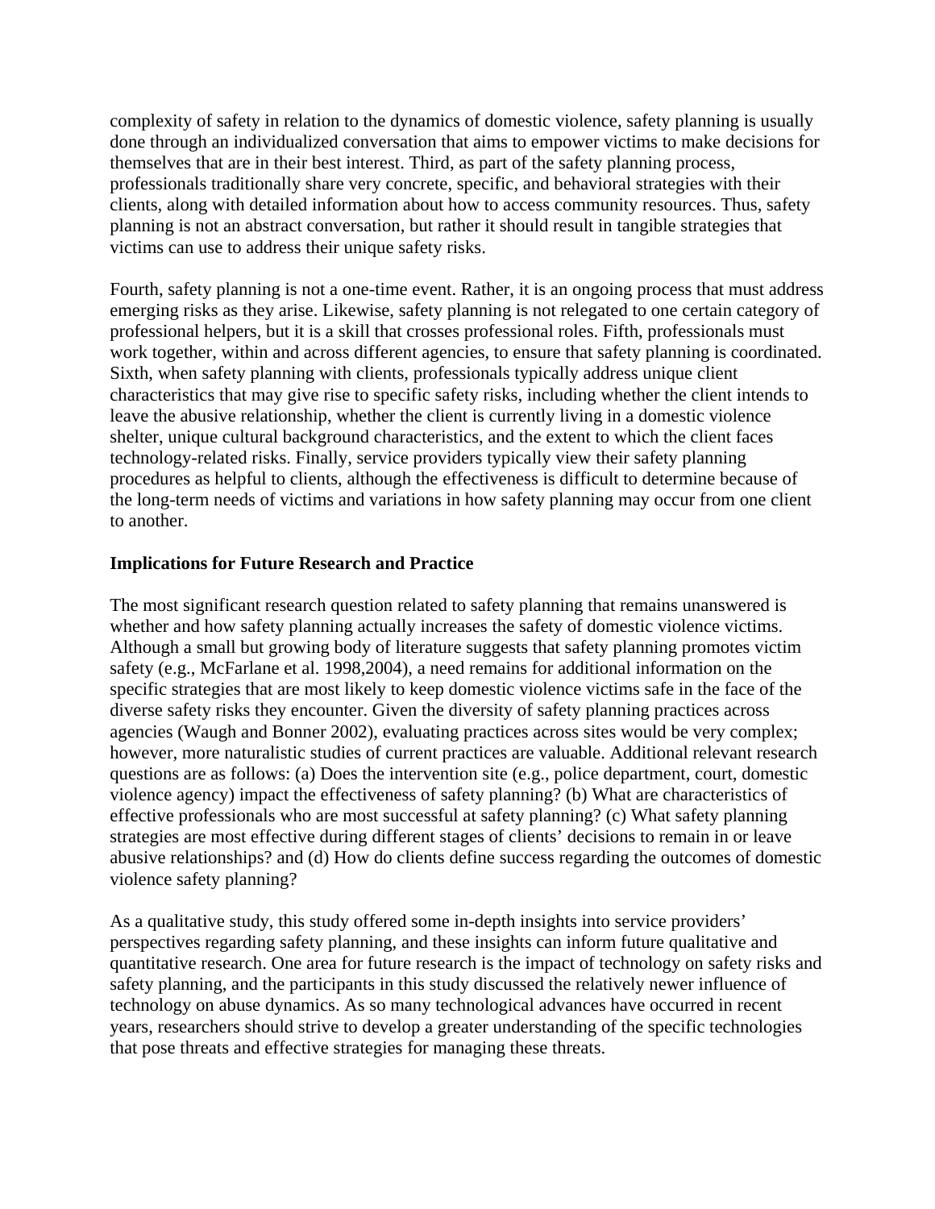complexity of safety in relation to the dynamics of domestic violence, safety planning is usually done through an individualized conversation that aims to empower victims to make decisions for themselves that are in their best interest. Third, as part of the safety planning process, professionals traditionally share very concrete, specific, and behavioral strategies with their clients, along with detailed information about how to access community resources. Thus, safety planning is not an abstract conversation, but rather it should result in tangible strategies that victims can use to address their unique safety risks.

Fourth, safety planning is not a one-time event. Rather, it is an ongoing process that must address emerging risks as they arise. Likewise, safety planning is not relegated to one certain category of professional helpers, but it is a skill that crosses professional roles. Fifth, professionals must work together, within and across different agencies, to ensure that safety planning is coordinated. Sixth, when safety planning with clients, professionals typically address unique client characteristics that may give rise to specific safety risks, including whether the client intends to leave the abusive relationship, whether the client is currently living in a domestic violence shelter, unique cultural background characteristics, and the extent to which the client faces technology-related risks. Finally, service providers typically view their safety planning procedures as helpful to clients, although the effectiveness is difficult to determine because of the long-term needs of victims and variations in how safety planning may occur from one client to another.

**Implications for Future Research and Practice**

The most significant research question related to safety planning that remains unanswered is whether and how safety planning actually increases the safety of domestic violence victims. Although a small but growing body of literature suggests that safety planning promotes victim safety (e.g., McFarlane et al. 1998,2004), a need remains for additional information on the specific strategies that are most likely to keep domestic violence victims safe in the face of the diverse safety risks they encounter. Given the diversity of safety planning practices across agencies (Waugh and Bonner 2002), evaluating practices across sites would be very complex; however, more naturalistic studies of current practices are valuable. Additional relevant research questions are as follows: (a) Does the intervention site (e.g., police department, court, domestic violence agency) impact the effectiveness of safety planning? (b) What are characteristics of effective professionals who are most successful at safety planning? (c) What safety planning strategies are most effective during different stages of clients' decisions to remain in or leave abusive relationships? and (d) How do clients define success regarding the outcomes of domestic violence safety planning?

As a qualitative study, this study offered some in-depth insights into service providers' perspectives regarding safety planning, and these insights can inform future qualitative and quantitative research. One area for future research is the impact of technology on safety risks and safety planning, and the participants in this study discussed the relatively newer influence of technology on abuse dynamics. As so many technological advances have occurred in recent years, researchers should strive to develop a greater understanding of the specific technologies that pose threats and effective strategies for managing these threats.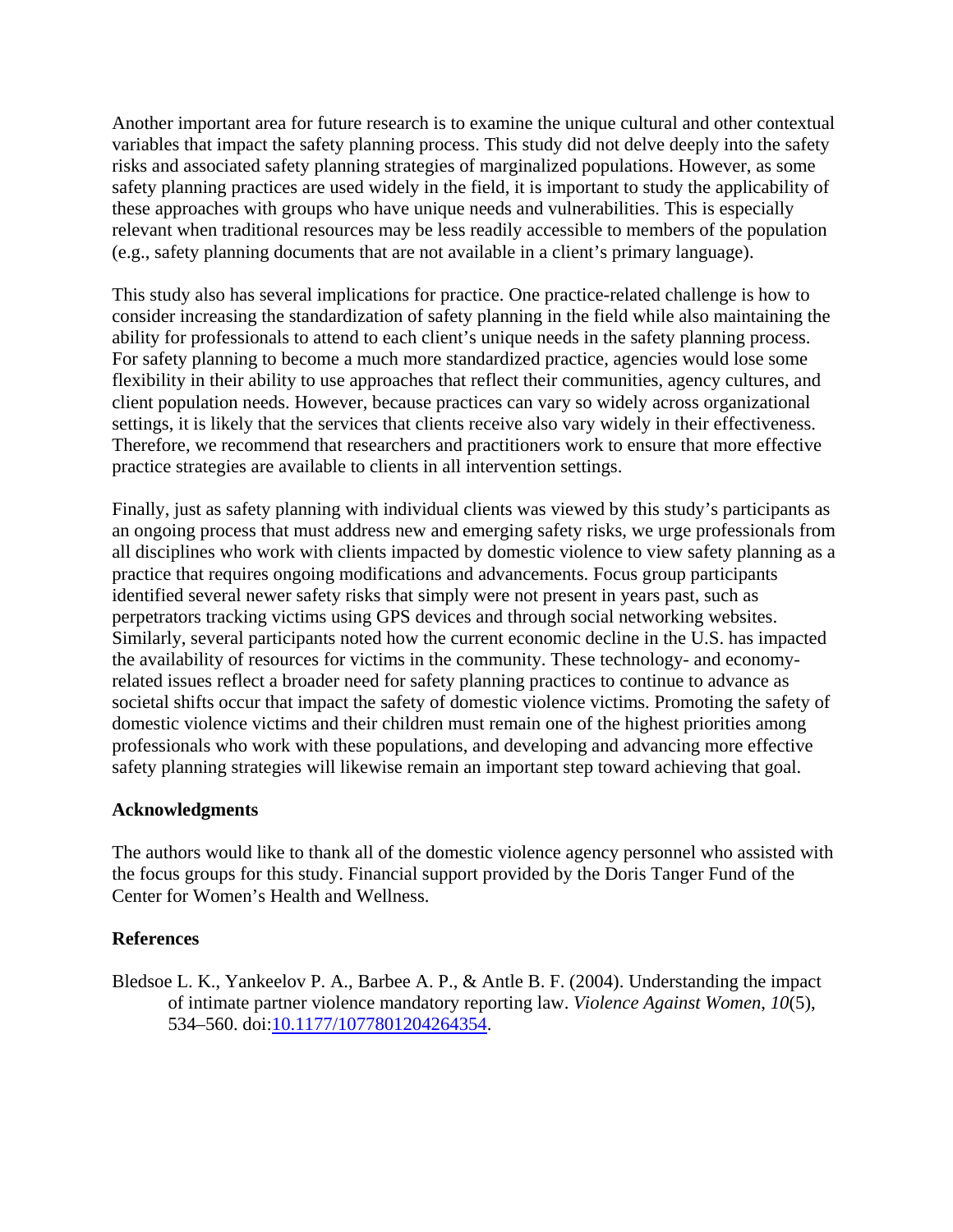Another important area for future research is to examine the unique cultural and other contextual variables that impact the safety planning process. This study did not delve deeply into the safety risks and associated safety planning strategies of marginalized populations. However, as some safety planning practices are used widely in the field, it is important to study the applicability of these approaches with groups who have unique needs and vulnerabilities. This is especially relevant when traditional resources may be less readily accessible to members of the population (e.g., safety planning documents that are not available in a client's primary language).

This study also has several implications for practice. One practice-related challenge is how to consider increasing the standardization of safety planning in the field while also maintaining the ability for professionals to attend to each client's unique needs in the safety planning process. For safety planning to become a much more standardized practice, agencies would lose some flexibility in their ability to use approaches that reflect their communities, agency cultures, and client population needs. However, because practices can vary so widely across organizational settings, it is likely that the services that clients receive also vary widely in their effectiveness. Therefore, we recommend that researchers and practitioners work to ensure that more effective practice strategies are available to clients in all intervention settings.

Finally, just as safety planning with individual clients was viewed by this study's participants as an ongoing process that must address new and emerging safety risks, we urge professionals from all disciplines who work with clients impacted by domestic violence to view safety planning as a practice that requires ongoing modifications and advancements. Focus group participants identified several newer safety risks that simply were not present in years past, such as perpetrators tracking victims using GPS devices and through social networking websites. Similarly, several participants noted how the current economic decline in the U.S. has impacted the availability of resources for victims in the community. These technology- and economy-related issues reflect a broader need for safety planning practices to continue to advance as societal shifts occur that impact the safety of domestic violence victims. Promoting the safety of domestic violence victims and their children must remain one of the highest priorities among professionals who work with these populations, and developing and advancing more effective safety planning strategies will likewise remain an important step toward achieving that goal.

## Acknowledgments

The authors would like to thank all of the domestic violence agency personnel who assisted with the focus groups for this study. Financial support provided by the Doris Tanger Fund of the Center for Women's Health and Wellness.

## References

Bledsoe L. K., Yankeelov P. A., Barbee A. P., & Antle B. F. (2004). Understanding the impact of intimate partner violence mandatory reporting law. *Violence Against Women*, *10*(5), 534–560. doi:10.1177/1077801204264354.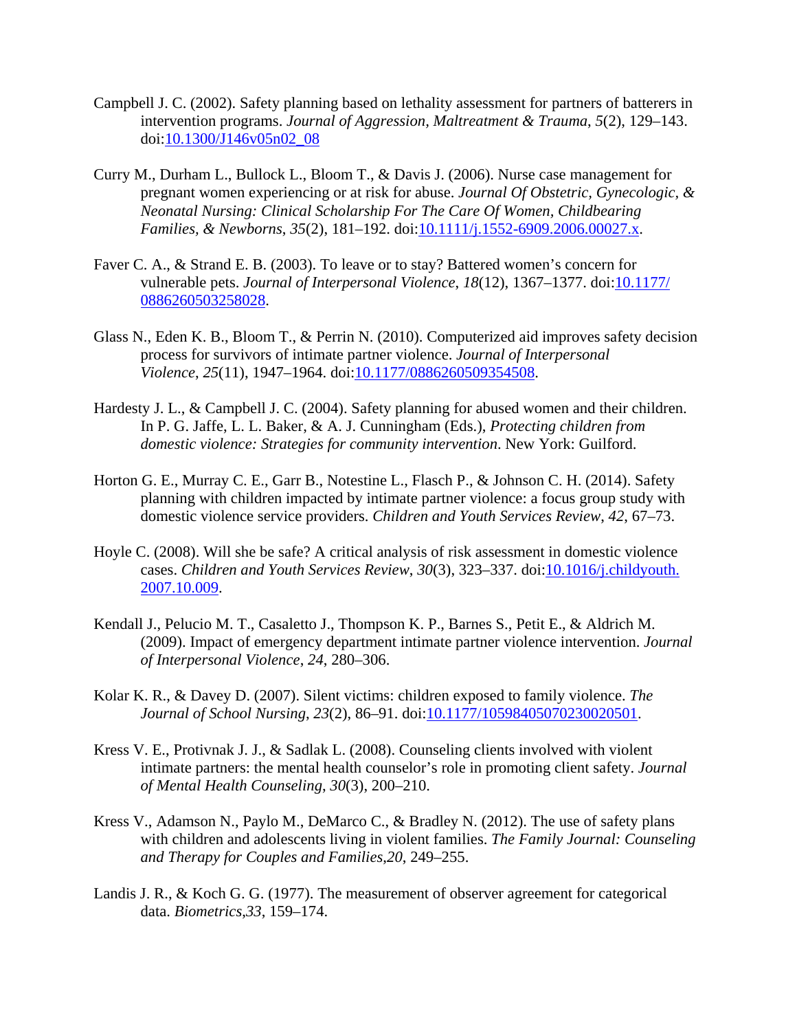Campbell J. C. (2002). Safety planning based on lethality assessment for partners of batterers in intervention programs. *Journal of Aggression, Maltreatment & Trauma*, *5*(2), 129–143. doi:10.1300/J146v05n02_08

Curry M., Durham L., Bullock L., Bloom T., & Davis J. (2006). Nurse case management for pregnant women experiencing or at risk for abuse. *Journal Of Obstetric, Gynecologic, & Neonatal Nursing: Clinical Scholarship For The Care Of Women, Childbearing Families, & Newborns*, *35*(2), 181–192. doi:10.1111/j.1552-6909.2006.00027.x.

Faver C. A., & Strand E. B. (2003). To leave or to stay? Battered women's concern for vulnerable pets. *Journal of Interpersonal Violence*, *18*(12), 1367–1377. doi:10.1177/0886260503258028.

Glass N., Eden K. B., Bloom T., & Perrin N. (2010). Computerized aid improves safety decision process for survivors of intimate partner violence. *Journal of Interpersonal Violence*, *25*(11), 1947–1964. doi:10.1177/0886260509354508.

Hardesty J. L., & Campbell J. C. (2004). Safety planning for abused women and their children. In P. G. Jaffe, L. L. Baker, & A. J. Cunningham (Eds.), *Protecting children from domestic violence: Strategies for community intervention*. New York: Guilford.

Horton G. E., Murray C. E., Garr B., Notestine L., Flasch P., & Johnson C. H. (2014). Safety planning with children impacted by intimate partner violence: a focus group study with domestic violence service providers. *Children and Youth Services Review*, *42*, 67–73.

Hoyle C. (2008). Will she be safe? A critical analysis of risk assessment in domestic violence cases. *Children and Youth Services Review*, *30*(3), 323–337. doi:10.1016/j.childyouth.2007.10.009.

Kendall J., Pelucio M. T., Casaletto J., Thompson K. P., Barnes S., Petit E., & Aldrich M. (2009). Impact of emergency department intimate partner violence intervention. *Journal of Interpersonal Violence*, *24*, 280–306.

Kolar K. R., & Davey D. (2007). Silent victims: children exposed to family violence. *The Journal of School Nursing*, *23*(2), 86–91. doi:10.1177/10598405070230020501.

Kress V. E., Protivnak J. J., & Sadlak L. (2008). Counseling clients involved with violent intimate partners: the mental health counselor's role in promoting client safety. *Journal of Mental Health Counseling*, *30*(3), 200–210.

Kress V., Adamson N., Paylo M., DeMarco C., & Bradley N. (2012). The use of safety plans with children and adolescents living in violent families. *The Family Journal: Counseling and Therapy for Couples and Families*,*20*, 249–255.

Landis J. R., & Koch G. G. (1977). The measurement of observer agreement for categorical data. *Biometrics*,*33*, 159–174.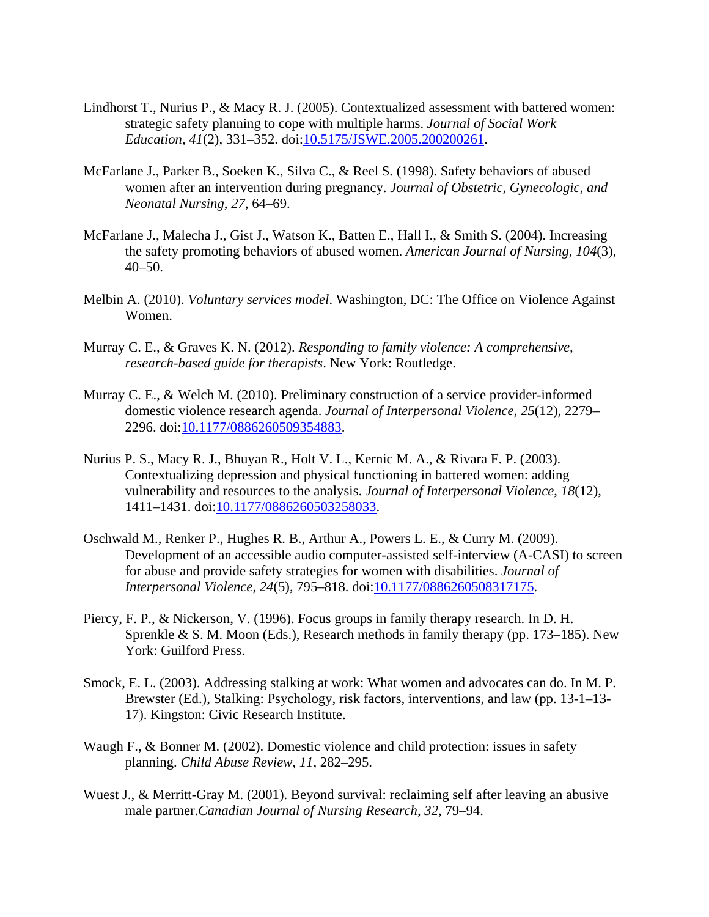Lindhorst T., Nurius P., & Macy R. J. (2005). Contextualized assessment with battered women: strategic safety planning to cope with multiple harms. *Journal of Social Work Education*, *41*(2), 331–352. doi:10.5175/JSWE.2005.200200261.

McFarlane J., Parker B., Soeken K., Silva C., & Reel S. (1998). Safety behaviors of abused women after an intervention during pregnancy. *Journal of Obstetric, Gynecologic, and Neonatal Nursing*, *27*, 64–69.

McFarlane J., Malecha J., Gist J., Watson K., Batten E., Hall I., & Smith S. (2004). Increasing the safety promoting behaviors of abused women. *American Journal of Nursing*, *104*(3), 40–50.

Melbin A. (2010). *Voluntary services model*. Washington, DC: The Office on Violence Against Women.

Murray C. E., & Graves K. N. (2012). *Responding to family violence: A comprehensive, research-based guide for therapists*. New York: Routledge.

Murray C. E., & Welch M. (2010). Preliminary construction of a service provider-informed domestic violence research agenda. *Journal of Interpersonal Violence*, *25*(12), 2279–2296. doi:10.1177/0886260509354883.

Nurius P. S., Macy R. J., Bhuyan R., Holt V. L., Kernic M. A., & Rivara F. P. (2003). Contextualizing depression and physical functioning in battered women: adding vulnerability and resources to the analysis. *Journal of Interpersonal Violence*, *18*(12), 1411–1431. doi:10.1177/0886260503258033.

Oschwald M., Renker P., Hughes R. B., Arthur A., Powers L. E., & Curry M. (2009). Development of an accessible audio computer-assisted self-interview (A-CASI) to screen for abuse and provide safety strategies for women with disabilities. *Journal of Interpersonal Violence*, *24*(5), 795–818. doi:10.1177/0886260508317175.

Piercy, F. P., & Nickerson, V. (1996). Focus groups in family therapy research. In D. H. Sprenkle & S. M. Moon (Eds.), Research methods in family therapy (pp. 173–185). New York: Guilford Press.

Smock, E. L. (2003). Addressing stalking at work: What women and advocates can do. In M. P. Brewster (Ed.), Stalking: Psychology, risk factors, interventions, and law (pp. 13-1–13-17). Kingston: Civic Research Institute.

Waugh F., & Bonner M. (2002). Domestic violence and child protection: issues in safety planning. *Child Abuse Review*, *11*, 282–295.

Wuest J., & Merritt-Gray M. (2001). Beyond survival: reclaiming self after leaving an abusive male partner.*Canadian Journal of Nursing Research*, *32*, 79–94.